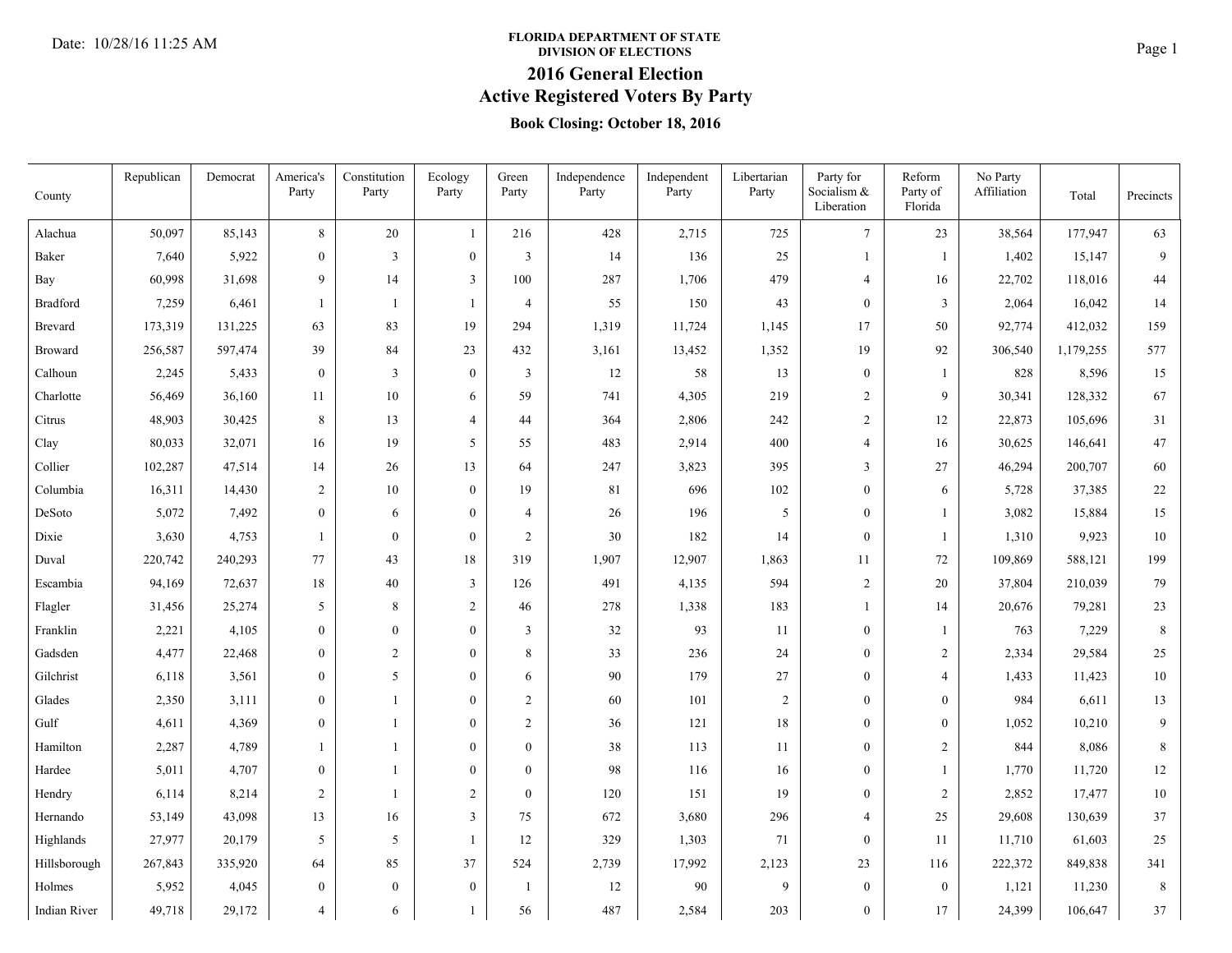Date: 10/28/16 11:25 AM

**FLORIDA DEPARTMENT OF STATE**
**DIVISION OF ELECTIONS**

# 2016 General Election

## Active Registered Voters By Party

### Book Closing: October 18, 2016

| County | Republican | Democrat | America's Party | Constitution Party | Ecology Party | Green Party | Independence Party | Independent Party | Libertarian Party | Party for Socialism & Liberation | Reform Party of Florida | No Party Affiliation | Total | Precincts |
|---|---|---|---|---|---|---|---|---|---|---|---|---|---|---|
| Alachua | 50,097 | 85,143 | 8 | 20 | 1 | 216 | 428 | 2,715 | 725 | 7 | 23 | 38,564 | 177,947 | 63 |
| Baker | 7,640 | 5,922 | 0 | 3 | 0 | 3 | 14 | 136 | 25 | 1 | 1 | 1,402 | 15,147 | 9 |
| Bay | 60,998 | 31,698 | 9 | 14 | 3 | 100 | 287 | 1,706 | 479 | 4 | 16 | 22,702 | 118,016 | 44 |
| Bradford | 7,259 | 6,461 | 1 | 1 | 1 | 4 | 55 | 150 | 43 | 0 | 3 | 2,064 | 16,042 | 14 |
| Brevard | 173,319 | 131,225 | 63 | 83 | 19 | 294 | 1,319 | 11,724 | 1,145 | 17 | 50 | 92,774 | 412,032 | 159 |
| Broward | 256,587 | 597,474 | 39 | 84 | 23 | 432 | 3,161 | 13,452 | 1,352 | 19 | 92 | 306,540 | 1,179,255 | 577 |
| Calhoun | 2,245 | 5,433 | 0 | 3 | 0 | 3 | 12 | 58 | 13 | 0 | 1 | 828 | 8,596 | 15 |
| Charlotte | 56,469 | 36,160 | 11 | 10 | 6 | 59 | 741 | 4,305 | 219 | 2 | 9 | 30,341 | 128,332 | 67 |
| Citrus | 48,903 | 30,425 | 8 | 13 | 4 | 44 | 364 | 2,806 | 242 | 2 | 12 | 22,873 | 105,696 | 31 |
| Clay | 80,033 | 32,071 | 16 | 19 | 5 | 55 | 483 | 2,914 | 400 | 4 | 16 | 30,625 | 146,641 | 47 |
| Collier | 102,287 | 47,514 | 14 | 26 | 13 | 64 | 247 | 3,823 | 395 | 3 | 27 | 46,294 | 200,707 | 60 |
| Columbia | 16,311 | 14,430 | 2 | 10 | 0 | 19 | 81 | 696 | 102 | 0 | 6 | 5,728 | 37,385 | 22 |
| DeSoto | 5,072 | 7,492 | 0 | 6 | 0 | 4 | 26 | 196 | 5 | 0 | 1 | 3,082 | 15,884 | 15 |
| Dixie | 3,630 | 4,753 | 1 | 0 | 0 | 2 | 30 | 182 | 14 | 0 | 1 | 1,310 | 9,923 | 10 |
| Duval | 220,742 | 240,293 | 77 | 43 | 18 | 319 | 1,907 | 12,907 | 1,863 | 11 | 72 | 109,869 | 588,121 | 199 |
| Escambia | 94,169 | 72,637 | 18 | 40 | 3 | 126 | 491 | 4,135 | 594 | 2 | 20 | 37,804 | 210,039 | 79 |
| Flagler | 31,456 | 25,274 | 5 | 8 | 2 | 46 | 278 | 1,338 | 183 | 1 | 14 | 20,676 | 79,281 | 23 |
| Franklin | 2,221 | 4,105 | 0 | 0 | 0 | 3 | 32 | 93 | 11 | 0 | 1 | 763 | 7,229 | 8 |
| Gadsden | 4,477 | 22,468 | 0 | 2 | 0 | 8 | 33 | 236 | 24 | 0 | 2 | 2,334 | 29,584 | 25 |
| Gilchrist | 6,118 | 3,561 | 0 | 5 | 0 | 6 | 90 | 179 | 27 | 0 | 4 | 1,433 | 11,423 | 10 |
| Glades | 2,350 | 3,111 | 0 | 1 | 0 | 2 | 60 | 101 | 2 | 0 | 0 | 984 | 6,611 | 13 |
| Gulf | 4,611 | 4,369 | 0 | 1 | 0 | 2 | 36 | 121 | 18 | 0 | 0 | 1,052 | 10,210 | 9 |
| Hamilton | 2,287 | 4,789 | 1 | 1 | 0 | 0 | 38 | 113 | 11 | 0 | 2 | 844 | 8,086 | 8 |
| Hardee | 5,011 | 4,707 | 0 | 1 | 0 | 0 | 98 | 116 | 16 | 0 | 1 | 1,770 | 11,720 | 12 |
| Hendry | 6,114 | 8,214 | 2 | 1 | 2 | 0 | 120 | 151 | 19 | 0 | 2 | 2,852 | 17,477 | 10 |
| Hernando | 53,149 | 43,098 | 13 | 16 | 3 | 75 | 672 | 3,680 | 296 | 4 | 25 | 29,608 | 130,639 | 37 |
| Highlands | 27,977 | 20,179 | 5 | 5 | 1 | 12 | 329 | 1,303 | 71 | 0 | 11 | 11,710 | 61,603 | 25 |
| Hillsborough | 267,843 | 335,920 | 64 | 85 | 37 | 524 | 2,739 | 17,992 | 2,123 | 23 | 116 | 222,372 | 849,838 | 341 |
| Holmes | 5,952 | 4,045 | 0 | 0 | 0 | 1 | 12 | 90 | 9 | 0 | 0 | 1,121 | 11,230 | 8 |
| Indian River | 49,718 | 29,172 | 4 | 6 | 1 | 56 | 487 | 2,584 | 203 | 0 | 17 | 24,399 | 106,647 | 37 |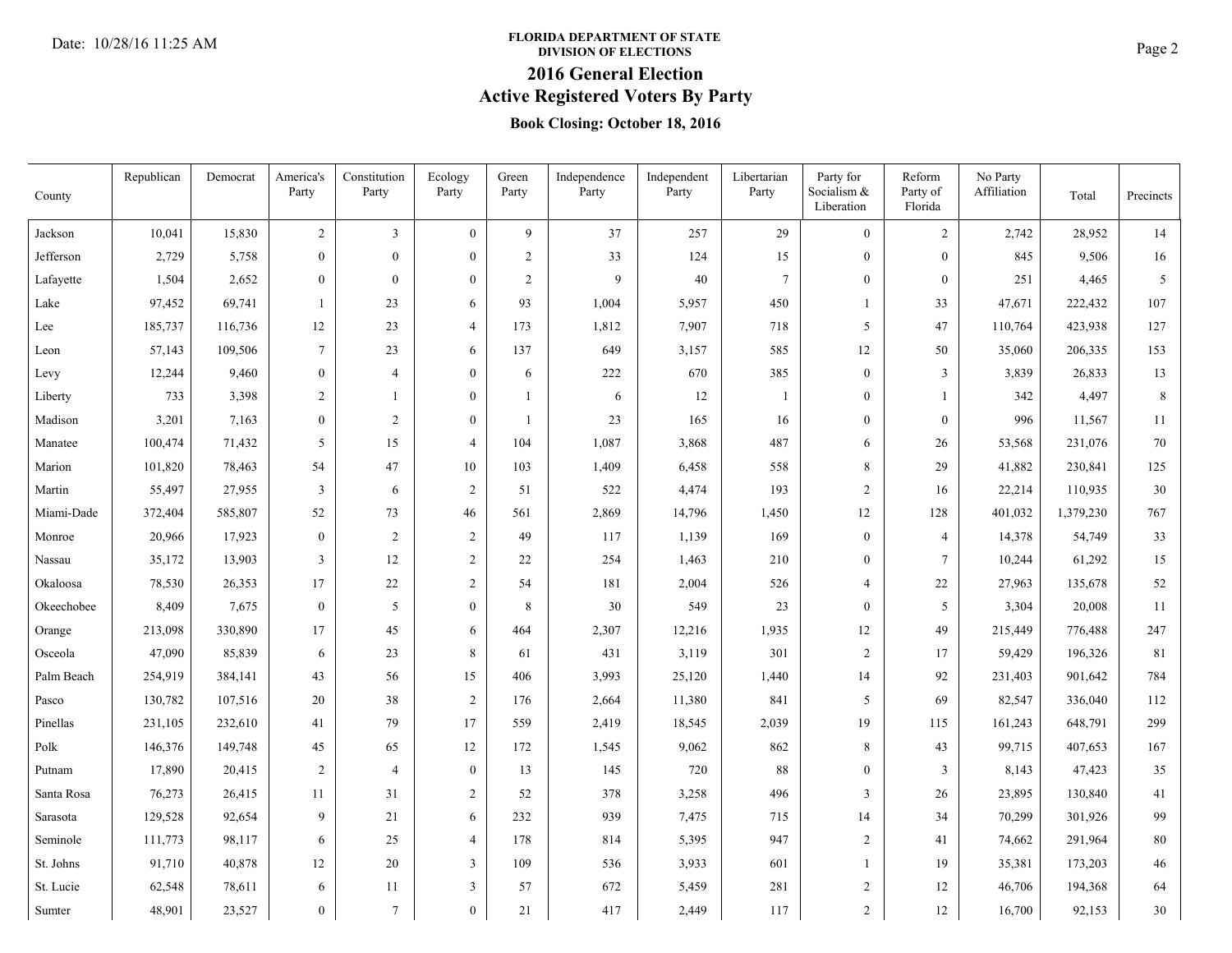**FLORIDA DEPARTMENT OF STATE**
**DIVISION OF ELECTIONS**

# 2016 General Election

## Active Registered Voters By Party

### Book Closing: October 18, 2016

| County | Republican | Democrat | America's Party | Constitution Party | Ecology Party | Green Party | Independence Party | Independent Party | Libertarian Party | Party for Socialism & Liberation | Reform Party of Florida | No Party Affiliation | Total | Precincts |
|---|---|---|---|---|---|---|---|---|---|---|---|---|---|---|
| Jackson | 10,041 | 15,830 | 2 | 3 | 0 | 9 | 37 | 257 | 29 | 0 | 2 | 2,742 | 28,952 | 14 |
| Jefferson | 2,729 | 5,758 | 0 | 0 | 0 | 2 | 33 | 124 | 15 | 0 | 0 | 845 | 9,506 | 16 |
| Lafayette | 1,504 | 2,652 | 0 | 0 | 0 | 2 | 9 | 40 | 7 | 0 | 0 | 251 | 4,465 | 5 |
| Lake | 97,452 | 69,741 | 1 | 23 | 6 | 93 | 1,004 | 5,957 | 450 | 1 | 33 | 47,671 | 222,432 | 107 |
| Lee | 185,737 | 116,736 | 12 | 23 | 4 | 173 | 1,812 | 7,907 | 718 | 5 | 47 | 110,764 | 423,938 | 127 |
| Leon | 57,143 | 109,506 | 7 | 23 | 6 | 137 | 649 | 3,157 | 585 | 12 | 50 | 35,060 | 206,335 | 153 |
| Levy | 12,244 | 9,460 | 0 | 4 | 0 | 6 | 222 | 670 | 385 | 0 | 3 | 3,839 | 26,833 | 13 |
| Liberty | 733 | 3,398 | 2 | 1 | 0 | 1 | 6 | 12 | 1 | 0 | 1 | 342 | 4,497 | 8 |
| Madison | 3,201 | 7,163 | 0 | 2 | 0 | 1 | 23 | 165 | 16 | 0 | 0 | 996 | 11,567 | 11 |
| Manatee | 100,474 | 71,432 | 5 | 15 | 4 | 104 | 1,087 | 3,868 | 487 | 6 | 26 | 53,568 | 231,076 | 70 |
| Marion | 101,820 | 78,463 | 54 | 47 | 10 | 103 | 1,409 | 6,458 | 558 | 8 | 29 | 41,882 | 230,841 | 125 |
| Martin | 55,497 | 27,955 | 3 | 6 | 2 | 51 | 522 | 4,474 | 193 | 2 | 16 | 22,214 | 110,935 | 30 |
| Miami-Dade | 372,404 | 585,807 | 52 | 73 | 46 | 561 | 2,869 | 14,796 | 1,450 | 12 | 128 | 401,032 | 1,379,230 | 767 |
| Monroe | 20,966 | 17,923 | 0 | 2 | 2 | 49 | 117 | 1,139 | 169 | 0 | 4 | 14,378 | 54,749 | 33 |
| Nassau | 35,172 | 13,903 | 3 | 12 | 2 | 22 | 254 | 1,463 | 210 | 0 | 7 | 10,244 | 61,292 | 15 |
| Okaloosa | 78,530 | 26,353 | 17 | 22 | 2 | 54 | 181 | 2,004 | 526 | 4 | 22 | 27,963 | 135,678 | 52 |
| Okeechobee | 8,409 | 7,675 | 0 | 5 | 0 | 8 | 30 | 549 | 23 | 0 | 5 | 3,304 | 20,008 | 11 |
| Orange | 213,098 | 330,890 | 17 | 45 | 6 | 464 | 2,307 | 12,216 | 1,935 | 12 | 49 | 215,449 | 776,488 | 247 |
| Osceola | 47,090 | 85,839 | 6 | 23 | 8 | 61 | 431 | 3,119 | 301 | 2 | 17 | 59,429 | 196,326 | 81 |
| Palm Beach | 254,919 | 384,141 | 43 | 56 | 15 | 406 | 3,993 | 25,120 | 1,440 | 14 | 92 | 231,403 | 901,642 | 784 |
| Pasco | 130,782 | 107,516 | 20 | 38 | 2 | 176 | 2,664 | 11,380 | 841 | 5 | 69 | 82,547 | 336,040 | 112 |
| Pinellas | 231,105 | 232,610 | 41 | 79 | 17 | 559 | 2,419 | 18,545 | 2,039 | 19 | 115 | 161,243 | 648,791 | 299 |
| Polk | 146,376 | 149,748 | 45 | 65 | 12 | 172 | 1,545 | 9,062 | 862 | 8 | 43 | 99,715 | 407,653 | 167 |
| Putnam | 17,890 | 20,415 | 2 | 4 | 0 | 13 | 145 | 720 | 88 | 0 | 3 | 8,143 | 47,423 | 35 |
| Santa Rosa | 76,273 | 26,415 | 11 | 31 | 2 | 52 | 378 | 3,258 | 496 | 3 | 26 | 23,895 | 130,840 | 41 |
| Sarasota | 129,528 | 92,654 | 9 | 21 | 6 | 232 | 939 | 7,475 | 715 | 14 | 34 | 70,299 | 301,926 | 99 |
| Seminole | 111,773 | 98,117 | 6 | 25 | 4 | 178 | 814 | 5,395 | 947 | 2 | 41 | 74,662 | 291,964 | 80 |
| St. Johns | 91,710 | 40,878 | 12 | 20 | 3 | 109 | 536 | 3,933 | 601 | 1 | 19 | 35,381 | 173,203 | 46 |
| St. Lucie | 62,548 | 78,611 | 6 | 11 | 3 | 57 | 672 | 5,459 | 281 | 2 | 12 | 46,706 | 194,368 | 64 |
| Sumter | 48,901 | 23,527 | 0 | 7 | 0 | 21 | 417 | 2,449 | 117 | 2 | 12 | 16,700 | 92,153 | 30 |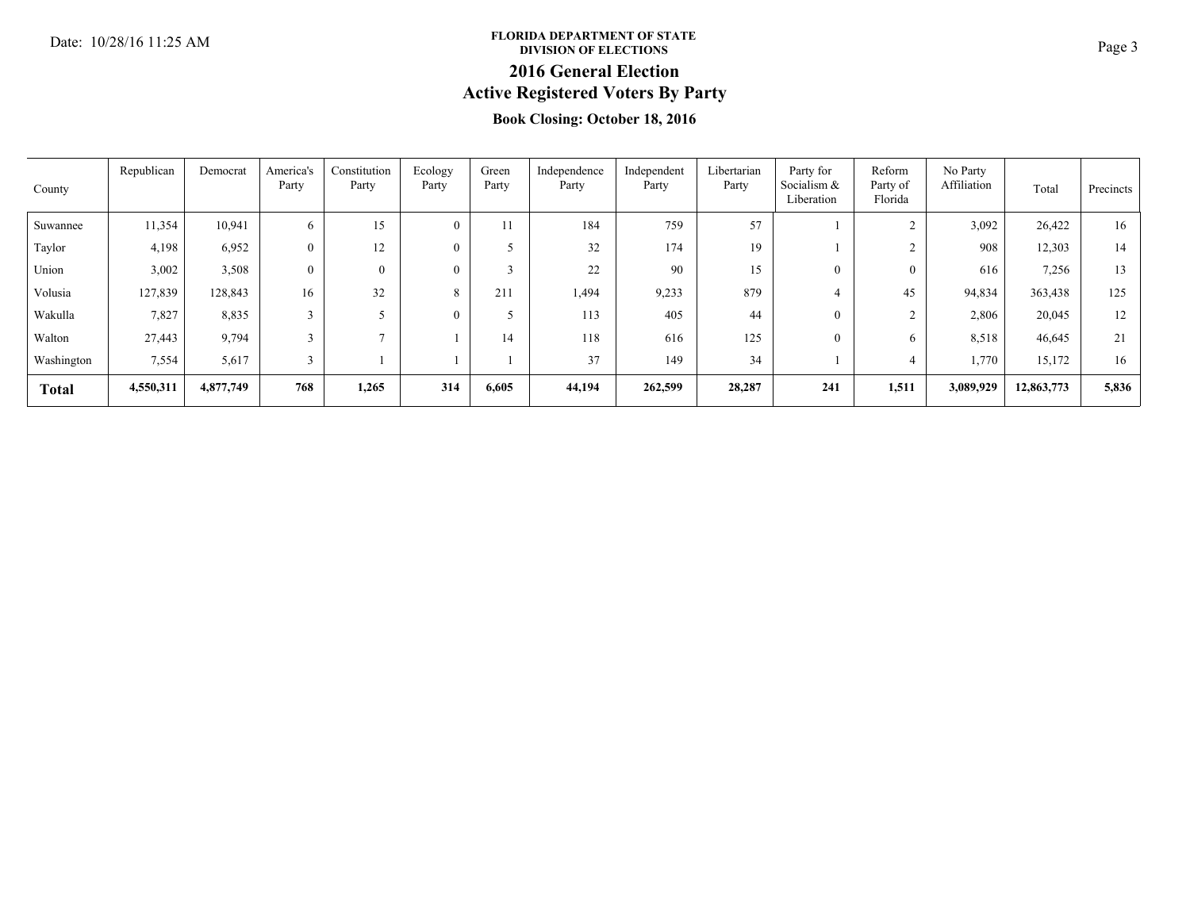**FLORIDA DEPARTMENT OF STATE**
**DIVISION OF ELECTIONS**

# 2016 General Election

## Active Registered Voters By Party

### Book Closing: October 18, 2016

| County | Republican | Democrat | America's Party | Constitution Party | Ecology Party | Green Party | Independence Party | Independent Party | Libertarian Party | Party for Socialism & Liberation | Reform Party of Florida | No Party Affiliation | Total | Precincts |
|---|---|---|---|---|---|---|---|---|---|---|---|---|---|---|
| Suwannee | 11,354 | 10,941 | 6 | 15 | 0 | 11 | 184 | 759 | 57 | 1 | 2 | 3,092 | 26,422 | 16 |
| Taylor | 4,198 | 6,952 | 0 | 12 | 0 | 5 | 32 | 174 | 19 | 1 | 2 | 908 | 12,303 | 14 |
| Union | 3,002 | 3,508 | 0 | 0 | 0 | 3 | 22 | 90 | 15 | 0 | 0 | 616 | 7,256 | 13 |
| Volusia | 127,839 | 128,843 | 16 | 32 | 8 | 211 | 1,494 | 9,233 | 879 | 4 | 45 | 94,834 | 363,438 | 125 |
| Wakulla | 7,827 | 8,835 | 3 | 5 | 0 | 5 | 113 | 405 | 44 | 0 | 2 | 2,806 | 20,045 | 12 |
| Walton | 27,443 | 9,794 | 3 | 7 | 1 | 14 | 118 | 616 | 125 | 0 | 6 | 8,518 | 46,645 | 21 |
| Washington | 7,554 | 5,617 | 3 | 1 | 1 | 1 | 37 | 149 | 34 | 1 | 4 | 1,770 | 15,172 | 16 |
| **Total** | **4,550,311** | **4,877,749** | **768** | **1,265** | **314** | **6,605** | **44,194** | **262,599** | **28,287** | **241** | **1,511** | **3,089,929** | **12,863,773** | **5,836** |